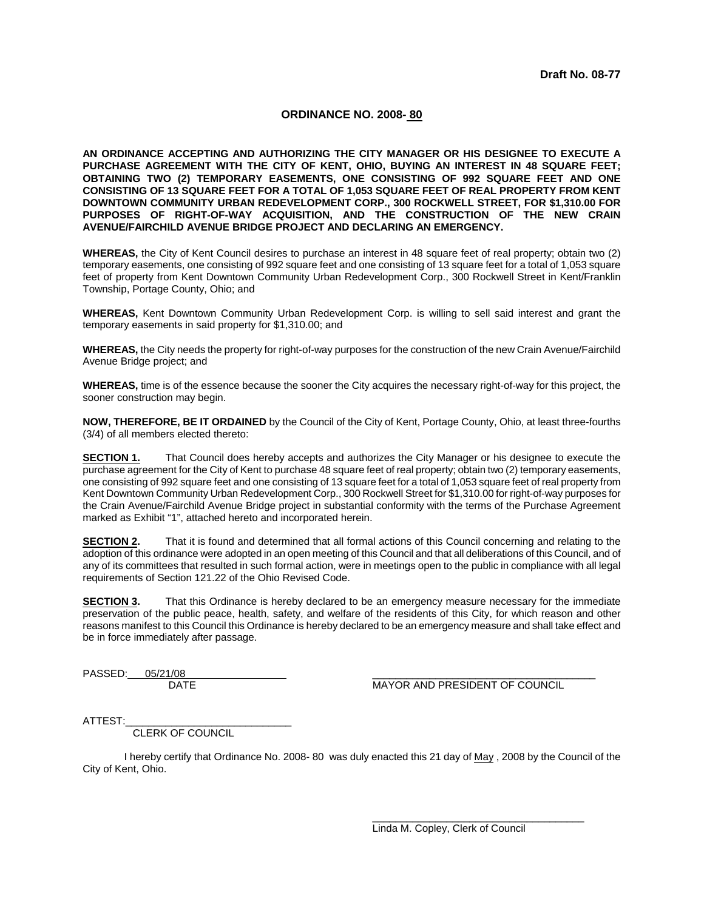**Draft No. 08-77**

# ORDINANCE NO. 2008- 80

**AN ORDINANCE ACCEPTING AND AUTHORIZING THE CITY MANAGER OR HIS DESIGNEE TO EXECUTE A PURCHASE AGREEMENT WITH THE CITY OF KENT, OHIO, BUYING AN INTEREST IN 48 SQUARE FEET; OBTAINING TWO (2) TEMPORARY EASEMENTS, ONE CONSISTING OF 992 SQUARE FEET AND ONE CONSISTING OF 13 SQUARE FEET FOR A TOTAL OF 1,053 SQUARE FEET OF REAL PROPERTY FROM KENT DOWNTOWN COMMUNITY URBAN REDEVELOPMENT CORP., 300 ROCKWELL STREET, FOR $1,310.00 FOR PURPOSES OF RIGHT-OF-WAY ACQUISITION, AND THE CONSTRUCTION OF THE NEW CRAIN AVENUE/FAIRCHILD AVENUE BRIDGE PROJECT AND DECLARING AN EMERGENCY.**

**WHEREAS,** the City of Kent Council desires to purchase an interest in 48 square feet of real property; obtain two (2) temporary easements, one consisting of 992 square feet and one consisting of 13 square feet for a total of 1,053 square feet of property from Kent Downtown Community Urban Redevelopment Corp., 300 Rockwell Street in Kent/Franklin Township, Portage County, Ohio; and

**WHEREAS,** Kent Downtown Community Urban Redevelopment Corp. is willing to sell said interest and grant the temporary easements in said property for $1,310.00; and

**WHEREAS,** the City needs the property for right-of-way purposes for the construction of the new Crain Avenue/Fairchild Avenue Bridge project; and

**WHEREAS,** time is of the essence because the sooner the City acquires the necessary right-of-way for this project, the sooner construction may begin.

**NOW, THEREFORE, BE IT ORDAINED** by the Council of the City of Kent, Portage County, Ohio, at least three-fourths (3/4) of all members elected thereto:

**SECTION 1.** That Council does hereby accepts and authorizes the City Manager or his designee to execute the purchase agreement for the City of Kent to purchase 48 square feet of real property; obtain two (2) temporary easements, one consisting of 992 square feet and one consisting of 13 square feet for a total of 1,053 square feet of real property from Kent Downtown Community Urban Redevelopment Corp., 300 Rockwell Street for $1,310.00 for right-of-way purposes for the Crain Avenue/Fairchild Avenue Bridge project in substantial conformity with the terms of the Purchase Agreement marked as Exhibit "1", attached hereto and incorporated herein.

**SECTION 2.** That it is found and determined that all formal actions of this Council concerning and relating to the adoption of this ordinance were adopted in an open meeting of this Council and that all deliberations of this Council, and of any of its committees that resulted in such formal action, were in meetings open to the public in compliance with all legal requirements of Section 121.22 of the Ohio Revised Code.

**SECTION 3.** That this Ordinance is hereby declared to be an emergency measure necessary for the immediate preservation of the public peace, health, safety, and welfare of the residents of this City, for which reason and other reasons manifest to this Council this Ordinance is hereby declared to be an emergency measure and shall take effect and be in force immediately after passage.

PASSED: 05/21/08
DATE

_______________________________________
MAYOR AND PRESIDENT OF COUNCIL

ATTEST:____________________________
CLERK OF COUNCIL

I hereby certify that Ordinance No. 2008- 80 was duly enacted this 21 day of May , 2008 by the Council of the City of Kent, Ohio.

_______________________________________
Linda M. Copley, Clerk of Council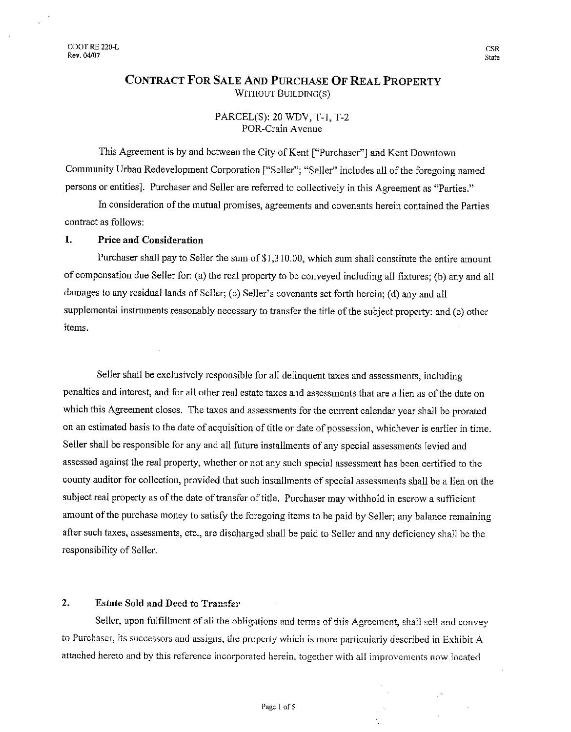ODOT RE 220-L
Rev. 04/07

CSR
State

# CONTRACT FOR SALE AND PURCHASE OF REAL PROPERTY
WITHOUT BUILDING(S)

PARCEL(S): 20 WDV, T-1, T-2
POR-Crain Avenue

This Agreement is by and between the City of Kent ["Purchaser"] and Kent Downtown Community Urban Redevelopment Corporation ["Seller"; "Seller" includes all of the foregoing named persons or entities]. Purchaser and Seller are referred to collectively in this Agreement as "Parties."

In consideration of the mutual promises, agreements and covenants herein contained the Parties contract as follows:

## 1. Price and Consideration

Purchaser shall pay to Seller the sum of $1,310.00, which sum shall constitute the entire amount of compensation due Seller for: (a) the real property to be conveyed including all fixtures; (b) any and all damages to any residual lands of Seller; (c) Seller's covenants set forth herein; (d) any and all supplemental instruments reasonably necessary to transfer the title of the subject property: and (e) other items.

Seller shall be exclusively responsible for all delinquent taxes and assessments, including penalties and interest, and for all other real estate taxes and assessments that are a lien as of the date on which this Agreement closes. The taxes and assessments for the current calendar year shall be prorated on an estimated basis to the date of acquisition of title or date of possession, whichever is earlier in time. Seller shall be responsible for any and all future installments of any special assessments levied and assessed against the real property, whether or not any such special assessment has been certified to the county auditor for collection, provided that such installments of special assessments shall be a lien on the subject real property as of the date of transfer of title. Purchaser may withhold in escrow a sufficient amount of the purchase money to satisfy the foregoing items to be paid by Seller; any balance remaining after such taxes, assessments, etc., are discharged shall be paid to Seller and any deficiency shall be the responsibility of Seller.

## 2. Estate Sold and Deed to Transfer

Seller, upon fulfillment of all the obligations and terms of this Agreement, shall sell and convey to Purchaser, its successors and assigns, the property which is more particularly described in Exhibit A attached hereto and by this reference incorporated herein, together with all improvements now located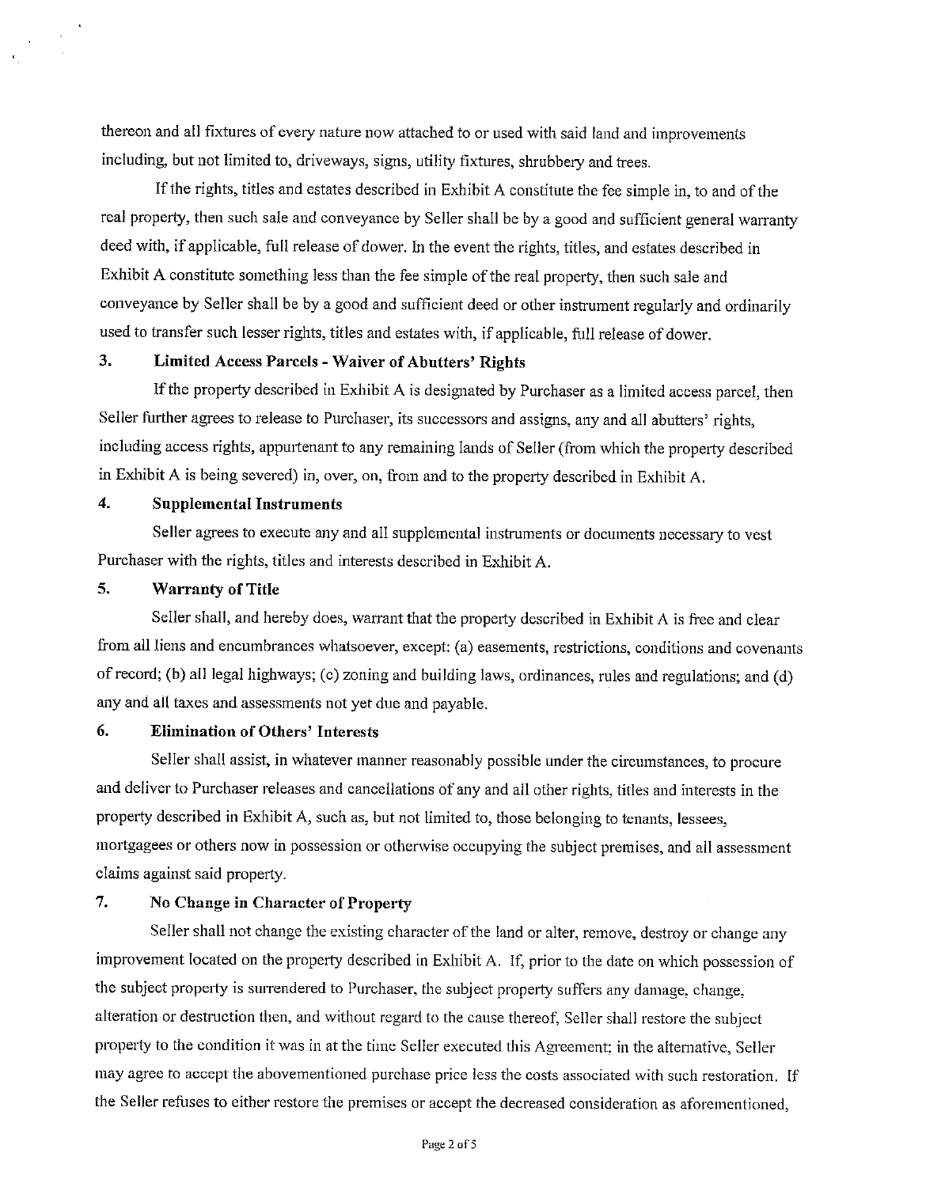thereon and all fixtures of every nature now attached to or used with said land and improvements including, but not limited to, driveways, signs, utility fixtures, shrubbery and trees.

If the rights, titles and estates described in Exhibit A constitute the fee simple in, to and of the real property, then such sale and conveyance by Seller shall be by a good and sufficient general warranty deed with, if applicable, full release of dower. In the event the rights, titles, and estates described in Exhibit A constitute something less than the fee simple of the real property, then such sale and conveyance by Seller shall be by a good and sufficient deed or other instrument regularly and ordinarily used to transfer such lesser rights, titles and estates with, if applicable, full release of dower.

### 3. Limited Access Parcels - Waiver of Abutters' Rights

If the property described in Exhibit A is designated by Purchaser as a limited access parcel, then Seller further agrees to release to Purchaser, its successors and assigns, any and all abutters' rights, including access rights, appurtenant to any remaining lands of Seller (from which the property described in Exhibit A is being severed) in, over, on, from and to the property described in Exhibit A.

### 4. Supplemental Instruments

Seller agrees to execute any and all supplemental instruments or documents necessary to vest Purchaser with the rights, titles and interests described in Exhibit A.

### 5. Warranty of Title

Seller shall, and hereby does, warrant that the property described in Exhibit A is free and clear from all liens and encumbrances whatsoever, except: (a) easements, restrictions, conditions and covenants of record; (b) all legal highways; (c) zoning and building laws, ordinances, rules and regulations; and (d) any and all taxes and assessments not yet due and payable.

### 6. Elimination of Others' Interests

Seller shall assist, in whatever manner reasonably possible under the circumstances, to procure and deliver to Purchaser releases and cancellations of any and all other rights, titles and interests in the property described in Exhibit A, such as, but not limited to, those belonging to tenants, lessees, mortgagees or others now in possession or otherwise occupying the subject premises, and all assessment claims against said property.

### 7. No Change in Character of Property

Seller shall not change the existing character of the land or alter, remove, destroy or change any improvement located on the property described in Exhibit A. If, prior to the date on which possession of the subject property is surrendered to Purchaser, the subject property suffers any damage, change, alteration or destruction then, and without regard to the cause thereof, Seller shall restore the subject property to the condition it was in at the time Seller executed this Agreement; in the alternative, Seller may agree to accept the abovementioned purchase price less the costs associated with such restoration. If the Seller refuses to either restore the premises or accept the decreased consideration as aforementioned,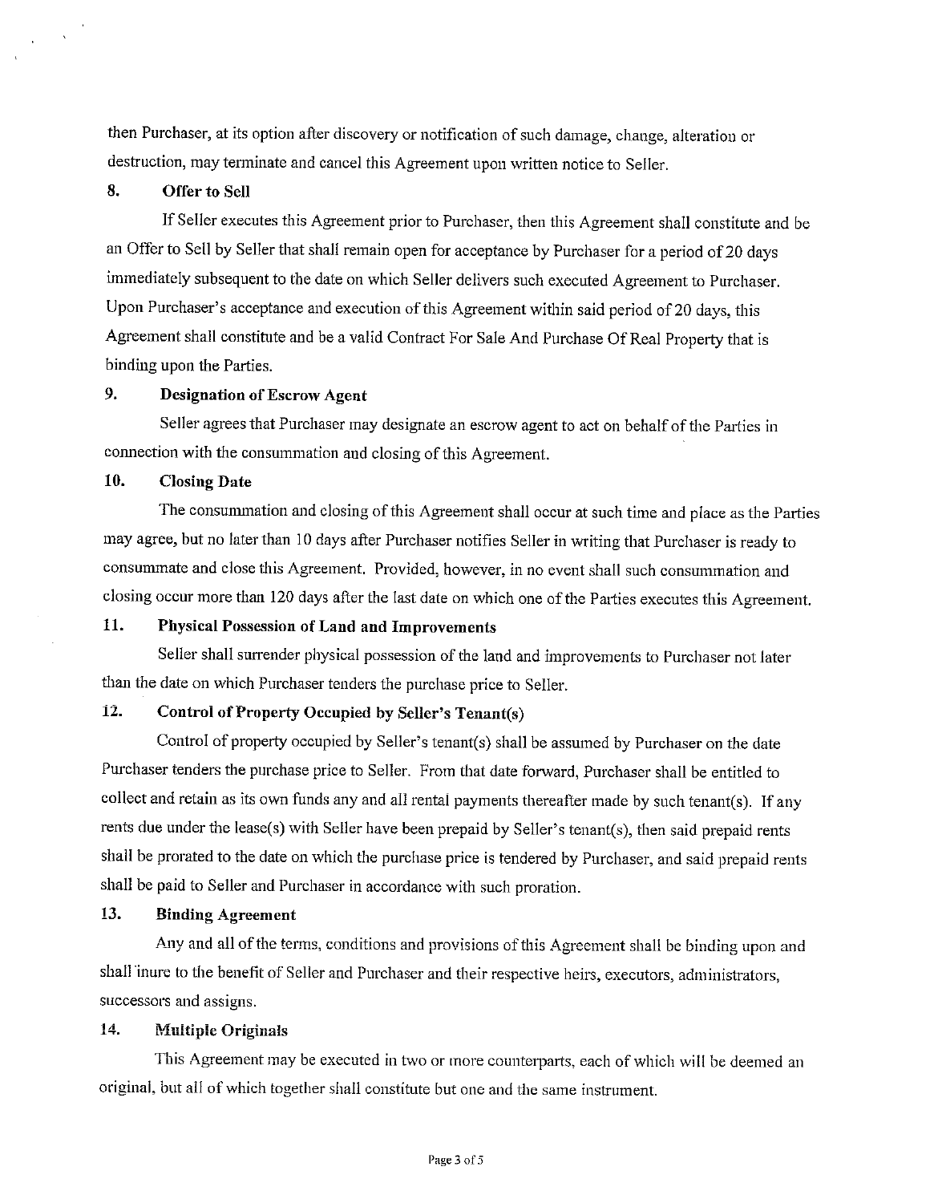then Purchaser, at its option after discovery or notification of such damage, change, alteration or destruction, may terminate and cancel this Agreement upon written notice to Seller.

### 8. Offer to Sell

If Seller executes this Agreement prior to Purchaser, then this Agreement shall constitute and be an Offer to Sell by Seller that shall remain open for acceptance by Purchaser for a period of 20 days immediately subsequent to the date on which Seller delivers such executed Agreement to Purchaser. Upon Purchaser's acceptance and execution of this Agreement within said period of 20 days, this Agreement shall constitute and be a valid Contract For Sale And Purchase Of Real Property that is binding upon the Parties.

### 9. Designation of Escrow Agent

Seller agrees that Purchaser may designate an escrow agent to act on behalf of the Parties in connection with the consummation and closing of this Agreement.

### 10. Closing Date

The consummation and closing of this Agreement shall occur at such time and place as the Parties may agree, but no later than 10 days after Purchaser notifies Seller in writing that Purchaser is ready to consummate and close this Agreement. Provided, however, in no event shall such consummation and closing occur more than 120 days after the last date on which one of the Parties executes this Agreement.

### 11. Physical Possession of Land and Improvements

Seller shall surrender physical possession of the land and improvements to Purchaser not later than the date on which Purchaser tenders the purchase price to Seller.

### 12. Control of Property Occupied by Seller's Tenant(s)

Control of property occupied by Seller's tenant(s) shall be assumed by Purchaser on the date Purchaser tenders the purchase price to Seller. From that date forward, Purchaser shall be entitled to collect and retain as its own funds any and all rental payments thereafter made by such tenant(s). If any rents due under the lease(s) with Seller have been prepaid by Seller's tenant(s), then said prepaid rents shall be prorated to the date on which the purchase price is tendered by Purchaser, and said prepaid rents shall be paid to Seller and Purchaser in accordance with such proration.

### 13. Binding Agreement

Any and all of the terms, conditions and provisions of this Agreement shall be binding upon and shall inure to the benefit of Seller and Purchaser and their respective heirs, executors, administrators, successors and assigns.

### 14. Multiple Originals

This Agreement may be executed in two or more counterparts, each of which will be deemed an original, but all of which together shall constitute but one and the same instrument.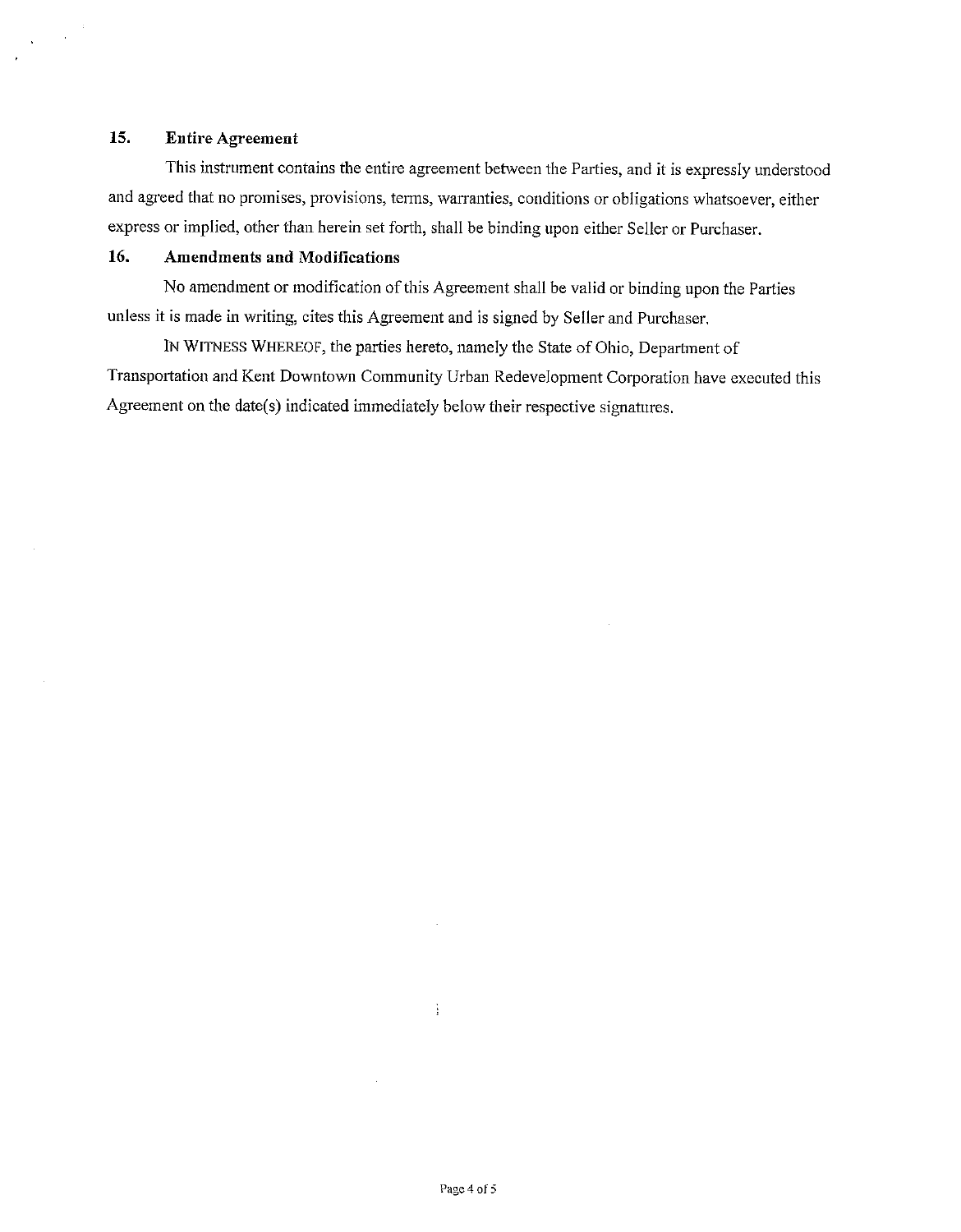## 15. Entire Agreement

This instrument contains the entire agreement between the Parties, and it is expressly understood and agreed that no promises, provisions, terms, warranties, conditions or obligations whatsoever, either express or implied, other than herein set forth, shall be binding upon either Seller or Purchaser.

## 16. Amendments and Modifications

No amendment or modification of this Agreement shall be valid or binding upon the Parties unless it is made in writing, cites this Agreement and is signed by Seller and Purchaser.

IN WITNESS WHEREOF, the parties hereto, namely the State of Ohio, Department of Transportation and Kent Downtown Community Urban Redevelopment Corporation have executed this Agreement on the date(s) indicated immediately below their respective signatures.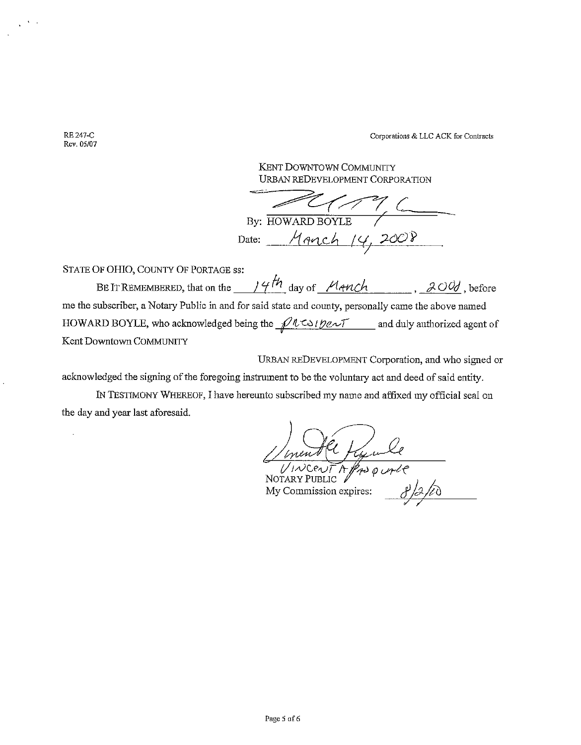RE 247-C
Rev. 05/07

Corporations & LLC ACK for Contracts

KENT DOWNTOWN COMMUNITY
URBAN REDEVELOPMENT CORPORATION

By: HOWARD BOYLE

Date: March 14, 2008

STATE OF OHIO, COUNTY OF PORTAGE ss:

BE IT REMEMBERED, that on the 14th day of March, 2008, before me the subscriber, a Notary Public in and for said state and county, personally came the above named HOWARD BOYLE, who acknowledged being the President and duly authorized agent of Kent Downtown COMMUNITY URBAN REDEVELOPMENT Corporation, and who signed or acknowledged the signing of the foregoing instrument to be the voluntary act and deed of said entity.

IN TESTIMONY WHEREOF, I have hereunto subscribed my name and affixed my official seal on the day and year last aforesaid.

VINCENT A PASQUALE
NOTARY PUBLIC
My Commission expires: 8/2/10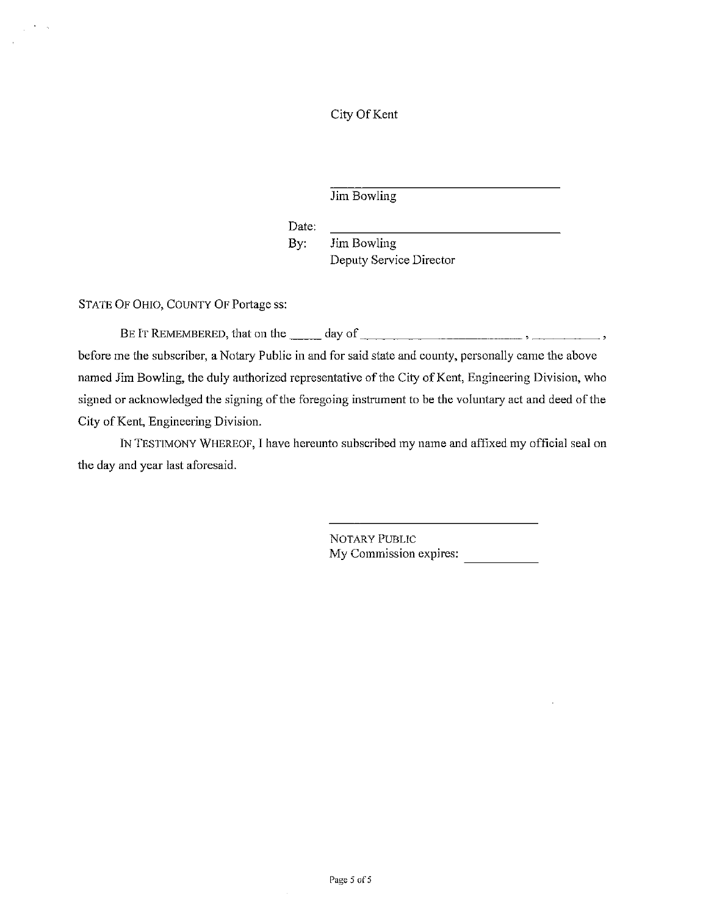City Of Kent

\_\_\_\_\_\_\_\_\_\_\_\_\_\_\_\_\_\_\_\_\_\_\_\_\_\_\_\_\_\_\_\_\_\_\_\_

Jim Bowling

Date: \_\_\_\_\_\_\_\_\_\_\_\_\_\_\_\_\_\_\_\_\_\_\_\_\_\_\_\_\_\_\_\_\_\_\_\_

By: Jim Bowling
Deputy Service Director

STATE OF OHIO, COUNTY OF Portage ss:

BE IT REMEMBERED, that on the _____ day of \_\_\_\_\_\_\_\_\_\_\_\_\_\_\_\_\_\_\_\_\_\_\_\_\_\_\_\_\_\_, \_\_\_\_\_\_\_\_\_\_\_\_\_, before me the subscriber, a Notary Public in and for said state and county, personally came the above named Jim Bowling, the duly authorized representative of the City of Kent, Engineering Division, who signed or acknowledged the signing of the foregoing instrument to be the voluntary act and deed of the City of Kent, Engineering Division.

IN TESTIMONY WHEREOF, I have hereunto subscribed my name and affixed my official seal on the day and year last aforesaid.

\_\_\_\_\_\_\_\_\_\_\_\_\_\_\_\_\_\_\_\_\_\_\_\_\_\_\_\_\_\_\_\_\_\_\_\_

NOTARY PUBLIC
My Commission expires: \_\_\_\_\_\_\_\_\_\_\_\_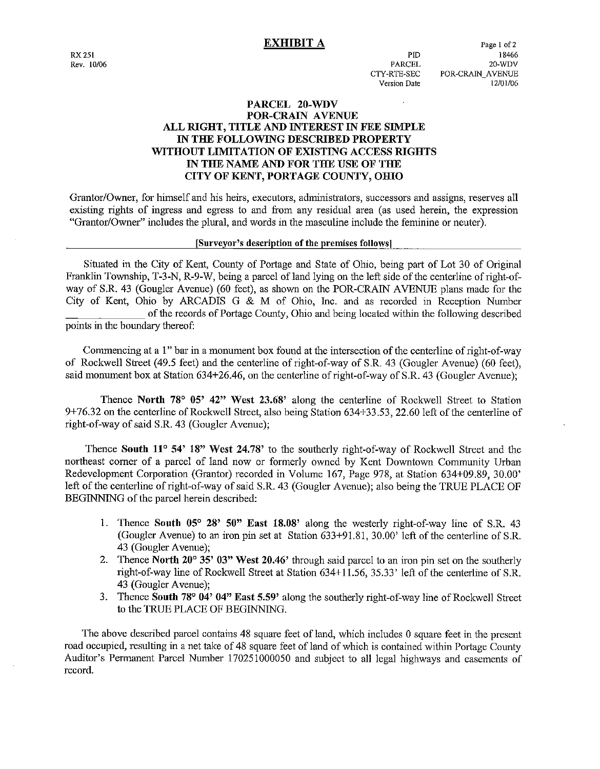# EXHIBIT A

RX 251
Rev. 10/06

| | |
|---|---|
| PID | 18466 |
| PARCEL | 20-WDV |
| CTY-RTE-SEC | POR-CRAIN_AVENUE |
| Version Date | 12/01/06 |

## PARCEL 20-WDV
## POR-CRAIN AVENUE
## ALL RIGHT, TITLE AND INTEREST IN FEE SIMPLE IN THE FOLLOWING DESCRIBED PROPERTY WITHOUT LIMITATION OF EXISTING ACCESS RIGHTS IN THE NAME AND FOR THE USE OF THE CITY OF KENT, PORTAGE COUNTY, OHIO

Grantor/Owner, for himself and his heirs, executors, administrators, successors and assigns, reserves all existing rights of ingress and egress to and from any residual area (as used herein, the expression "Grantor/Owner" includes the plural, and words in the masculine include the feminine or neuter).

**[Surveyor's description of the premises follows]**

Situated in the City of Kent, County of Portage and State of Ohio, being part of Lot 30 of Original Franklin Township, T-3-N, R-9-W, being a parcel of land lying on the left side of the centerline of right-of-way of S.R. 43 (Gougler Avenue) (60 feet), as shown on the POR-CRAIN AVENUE plans made for the City of Kent, Ohio by ARCADIS G & M of Ohio, Inc. and as recorded in Reception Number ______________ of the records of Portage County, Ohio and being located within the following described points in the boundary thereof:

Commencing at a 1" bar in a monument box found at the intersection of the centerline of right-of-way of Rockwell Street (49.5 feet) and the centerline of right-of-way of S.R. 43 (Gougler Avenue) (60 feet), said monument box at Station 634+26.46, on the centerline of right-of-way of S.R. 43 (Gougler Avenue);

Thence **North 78° 05' 42" West 23.68'** along the centerline of Rockwell Street to Station 9+76.32 on the centerline of Rockwell Street, also being Station 634+33.53, 22.60 left of the centerline of right-of-way of said S.R. 43 (Gougler Avenue);

Thence **South 11° 54' 18" West 24.78'** to the southerly right-of-way of Rockwell Street and the northeast corner of a parcel of land now or formerly owned by Kent Downtown Community Urban Redevelopment Corporation (Grantor) recorded in Volume 167, Page 978, at Station 634+09.89, 30.00' left of the centerline of right-of-way of said S.R. 43 (Gougler Avenue); also being the TRUE PLACE OF BEGINNING of the parcel herein described:

1. Thence **South 05° 28' 50" East 18.08'** along the westerly right-of-way line of S.R. 43 (Gougler Avenue) to an iron pin set at Station 633+91.81, 30.00' left of the centerline of S.R. 43 (Gougler Avenue);
2. Thence **North 20° 35' 03" West 20.46'** through said parcel to an iron pin set on the southerly right-of-way line of Rockwell Street at Station 634+11.56, 35.33' left of the centerline of S.R. 43 (Gougler Avenue);
3. Thence **South 78° 04' 04" East 5.59'** along the southerly right-of-way line of Rockwell Street to the TRUE PLACE OF BEGINNING.

The above described parcel contains 48 square feet of land, which includes 0 square feet in the present road occupied, resulting in a net take of 48 square feet of land of which is contained within Portage County Auditor's Permanent Parcel Number 170251000050 and subject to all legal highways and easements of record.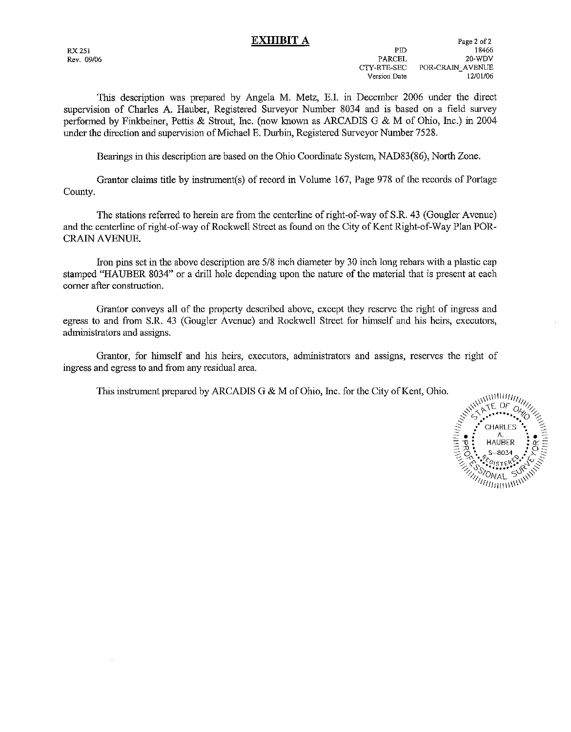# EXHIBIT A

RX 251
Rev. 09/06

| | |
|---|---|
| PID | 18466 |
| PARCEL | 20-WDV |
| CTY-RTE-SEC | POR-CRAIN_AVENUE |
| Version Date | 12/01/06 |

This description was prepared by Angela M. Metz, E.I. in December 2006 under the direct supervision of Charles A. Hauber, Registered Surveyor Number 8034 and is based on a field survey performed by Finkbeiner, Pettis & Strout, Inc. (now known as ARCADIS G & M of Ohio, Inc.) in 2004 under the direction and supervision of Michael E. Durbin, Registered Surveyor Number 7528.

Bearings in this description are based on the Ohio Coordinate System, NAD83(86), North Zone.

Grantor claims title by instrument(s) of record in Volume 167, Page 978 of the records of Portage County.

The stations referred to herein are from the centerline of right-of-way of S.R. 43 (Gougler Avenue) and the centerline of right-of-way of Rockwell Street as found on the City of Kent Right-of-Way Plan POR-CRAIN AVENUE.

Iron pins set in the above description are 5/8 inch diameter by 30 inch long rebars with a plastic cap stamped "HAUBER 8034" or a drill hole depending upon the nature of the material that is present at each corner after construction.

Grantor conveys all of the property described above, except they reserve the right of ingress and egress to and from S.R. 43 (Gougler Avenue) and Rockwell Street for himself and his heirs, executors, administrators and assigns.

Grantor, for himself and his heirs, executors, administrators and assigns, reserves the right of ingress and egress to and from any residual area.

This instrument prepared by ARCADIS G & M of Ohio, Inc. for the City of Kent, Ohio.

STATE OF OHIO
CHARLES A. HAUBER
S-8034
REGISTERED
PROFESSIONAL SURVEYOR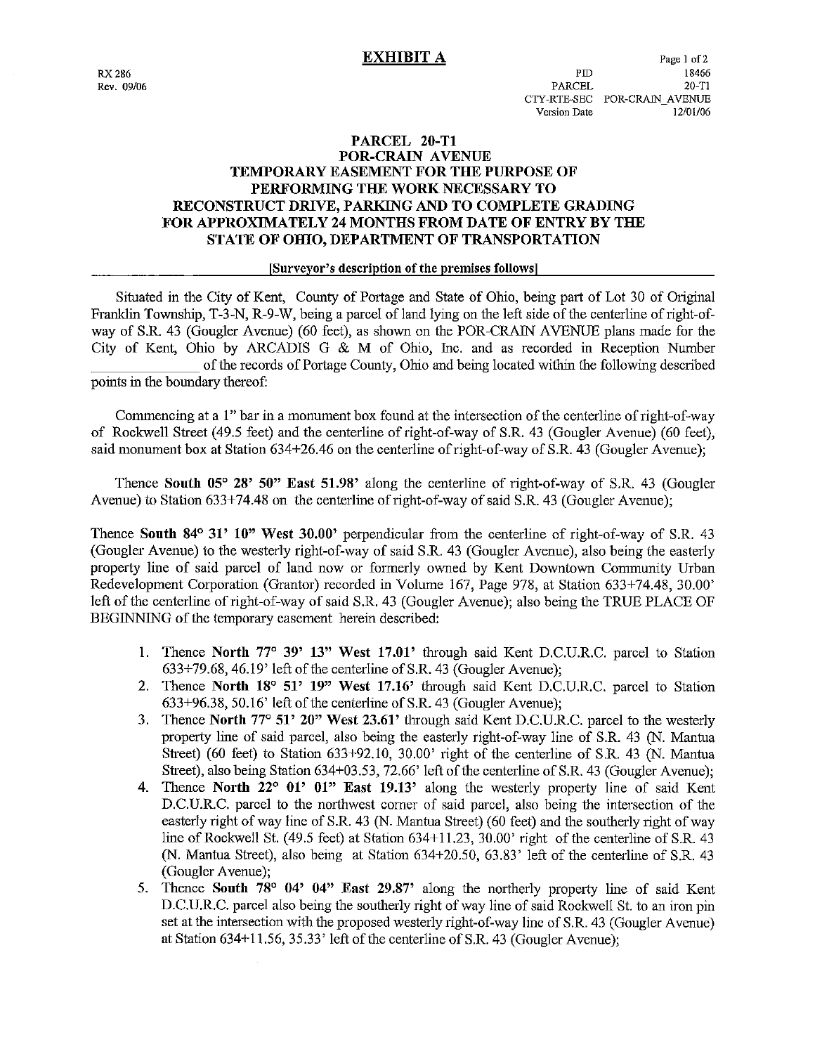# EXHIBIT A

RX 286
Rev. 09/06

PID 18466
PARCEL 20-T1
CTY-RTE-SEC POR-CRAIN_AVENUE
Version Date 12/01/06

## PARCEL 20-T1
## POR-CRAIN AVENUE
## TEMPORARY EASEMENT FOR THE PURPOSE OF PERFORMING THE WORK NECESSARY TO RECONSTRUCT DRIVE, PARKING AND TO COMPLETE GRADING FOR APPROXIMATELY 24 MONTHS FROM DATE OF ENTRY BY THE STATE OF OHIO, DEPARTMENT OF TRANSPORTATION

**[Surveyor's description of the premises follows]**

Situated in the City of Kent, County of Portage and State of Ohio, being part of Lot 30 of Original Franklin Township, T-3-N, R-9-W, being a parcel of land lying on the left side of the centerline of right-of-way of S.R. 43 (Gougler Avenue) (60 feet), as shown on the POR-CRAIN AVENUE plans made for the City of Kent, Ohio by ARCADIS G & M of Ohio, Inc. and as recorded in Reception Number _______________ of the records of Portage County, Ohio and being located within the following described points in the boundary thereof:

Commencing at a 1" bar in a monument box found at the intersection of the centerline of right-of-way of Rockwell Street (49.5 feet) and the centerline of right-of-way of S.R. 43 (Gougler Avenue) (60 feet), said monument box at Station 634+26.46 on the centerline of right-of-way of S.R. 43 (Gougler Avenue);

Thence **South 05° 28' 50" East 51.98'** along the centerline of right-of-way of S.R. 43 (Gougler Avenue) to Station 633+74.48 on the centerline of right-of-way of said S.R. 43 (Gougler Avenue);

Thence **South 84° 31' 10" West 30.00'** perpendicular from the centerline of right-of-way of S.R. 43 (Gougler Avenue) to the westerly right-of-way of said S.R. 43 (Gougler Avenue), also being the easterly property line of said parcel of land now or formerly owned by Kent Downtown Community Urban Redevelopment Corporation (Grantor) recorded in Volume 167, Page 978, at Station 633+74.48, 30.00' left of the centerline of right-of-way of said S.R. 43 (Gougler Avenue); also being the TRUE PLACE OF BEGINNING of the temporary easement herein described:

1. Thence **North 77° 39' 13" West 17.01'** through said Kent D.C.U.R.C. parcel to Station 633+79.68, 46.19' left of the centerline of S.R. 43 (Gougler Avenue);
2. Thence **North 18° 51' 19" West 17.16'** through said Kent D.C.U.R.C. parcel to Station 633+96.38, 50.16' left of the centerline of S.R. 43 (Gougler Avenue);
3. Thence **North 77° 51' 20" West 23.61'** through said Kent D.C.U.R.C. parcel to the westerly property line of said parcel, also being the easterly right-of-way line of S.R. 43 (N. Mantua Street) (60 feet) to Station 633+92.10, 30.00' right of the centerline of S.R. 43 (N. Mantua Street), also being Station 634+03.53, 72.66' left of the centerline of S.R. 43 (Gougler Avenue);
4. Thence **North 22° 01' 01" East 19.13'** along the westerly property line of said Kent D.C.U.R.C. parcel to the northwest corner of said parcel, also being the intersection of the easterly right of way line of S.R. 43 (N. Mantua Street) (60 feet) and the southerly right of way line of Rockwell St. (49.5 feet) at Station 634+11.23, 30.00' right of the centerline of S.R. 43 (N. Mantua Street), also being at Station 634+20.50, 63.83' left of the centerline of S.R. 43 (Gougler Avenue);
5. Thence **South 78° 04' 04" East 29.87'** along the northerly property line of said Kent D.C.U.R.C. parcel also being the southerly right of way line of said Rockwell St. to an iron pin set at the intersection with the proposed westerly right-of-way line of S.R. 43 (Gougler Avenue) at Station 634+11.56, 35.33' left of the centerline of S.R. 43 (Gougler Avenue);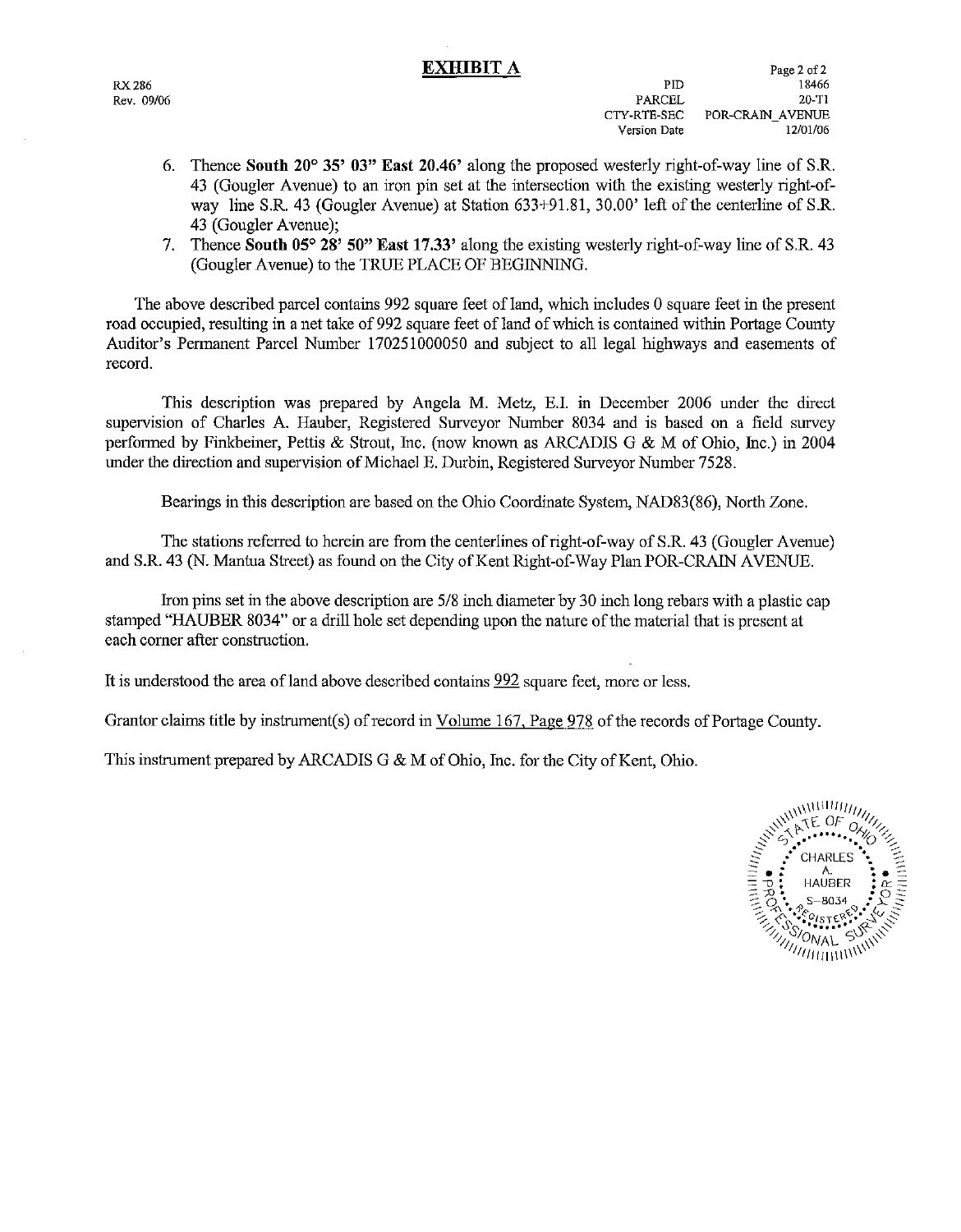**EXHIBIT A**

RX 286
Rev. 09/06

| | |
|---|---|
| PID | 18466 |
| PARCEL | 20-T1 |
| CTY-RTE-SEC | POR-CRAIN_AVENUE |
| Version Date | 12/01/06 |

6. Thence **South 20° 35' 03" East 20.46'** along the proposed westerly right-of-way line of S.R. 43 (Gougler Avenue) to an iron pin set at the intersection with the existing westerly right-of-way line S.R. 43 (Gougler Avenue) at Station 633+91.81, 30.00' left of the centerline of S.R. 43 (Gougler Avenue);
7. Thence **South 05° 28' 50" East 17.33'** along the existing westerly right-of-way line of S.R. 43 (Gougler Avenue) to the TRUE PLACE OF BEGINNING.

The above described parcel contains 992 square feet of land, which includes 0 square feet in the present road occupied, resulting in a net take of 992 square feet of land of which is contained within Portage County Auditor's Permanent Parcel Number 170251000050 and subject to all legal highways and easements of record.

This description was prepared by Angela M. Metz, E.I. in December 2006 under the direct supervision of Charles A. Hauber, Registered Surveyor Number 8034 and is based on a field survey performed by Finkbeiner, Pettis & Strout, Inc. (now known as ARCADIS G & M of Ohio, Inc.) in 2004 under the direction and supervision of Michael E. Durbin, Registered Surveyor Number 7528.

Bearings in this description are based on the Ohio Coordinate System, NAD83(86), North Zone.

The stations referred to herein are from the centerlines of right-of-way of S.R. 43 (Gougler Avenue) and S.R. 43 (N. Mantua Street) as found on the City of Kent Right-of-Way Plan POR-CRAIN AVENUE.

Iron pins set in the above description are 5/8 inch diameter by 30 inch long rebars with a plastic cap stamped "HAUBER 8034" or a drill hole set depending upon the nature of the material that is present at each corner after construction.

It is understood the area of land above described contains 992 square feet, more or less.

Grantor claims title by instrument(s) of record in Volume 167, Page 978 of the records of Portage County.

This instrument prepared by ARCADIS G & M of Ohio, Inc. for the City of Kent, Ohio.

STATE OF OHIO
CHARLES A. HAUBER
S-8034
REGISTERED
PROFESSIONAL SURVEYOR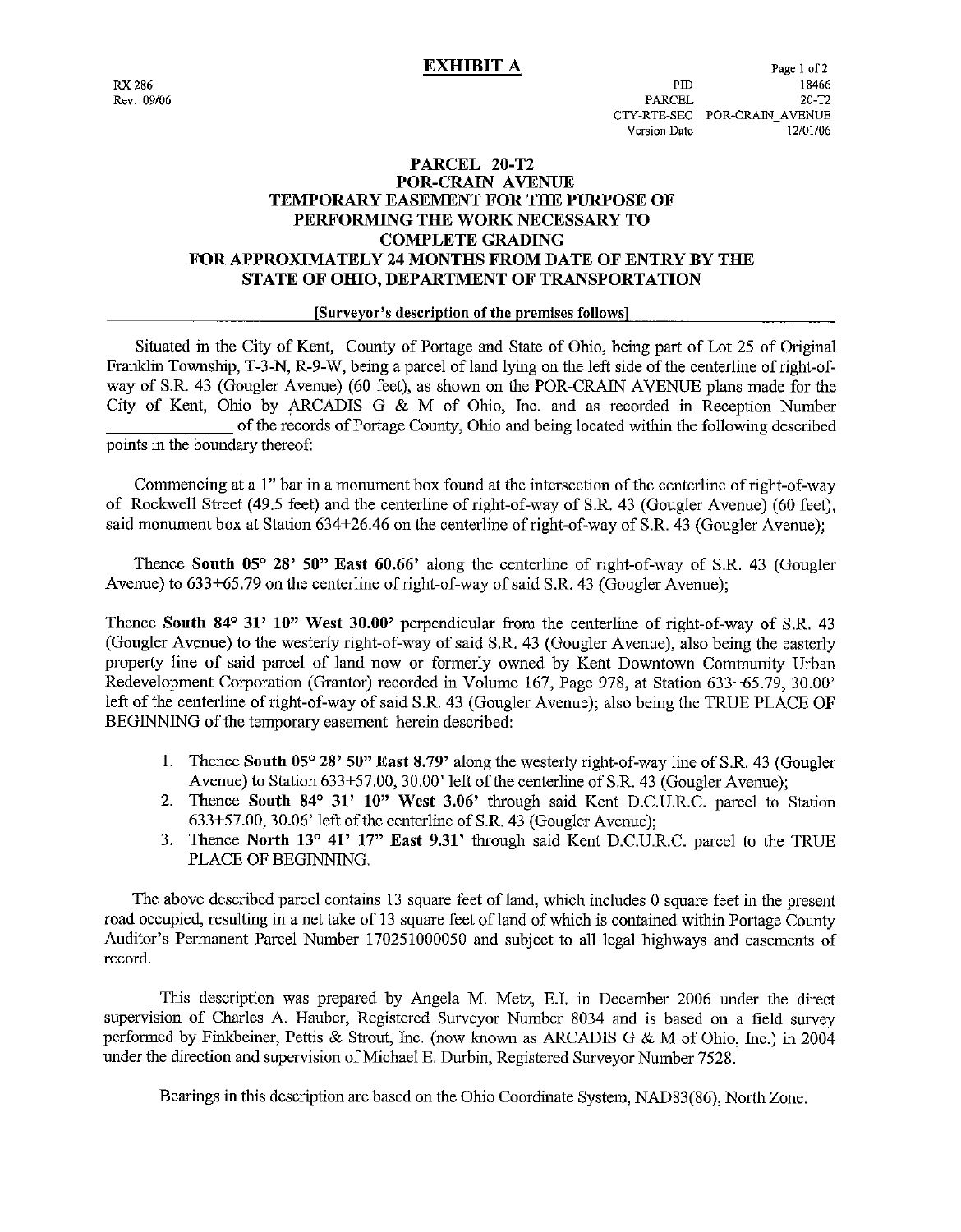RX 286
Rev. 09/06

# EXHIBIT A

| | |
|---|---|
| PID | 18466 |
| PARCEL | 20-T2 |
| CTY-RTE-SEC | POR-CRAIN_AVENUE |
| Version Date | 12/01/06 |

## PARCEL 20-T2
## POR-CRAIN AVENUE
## TEMPORARY EASEMENT FOR THE PURPOSE OF PERFORMING THE WORK NECESSARY TO COMPLETE GRADING FOR APPROXIMATELY 24 MONTHS FROM DATE OF ENTRY BY THE STATE OF OHIO, DEPARTMENT OF TRANSPORTATION

**[Surveyor's description of the premises follows]**

Situated in the City of Kent, County of Portage and State of Ohio, being part of Lot 25 of Original Franklin Township, T-3-N, R-9-W, being a parcel of land lying on the left side of the centerline of right-of-way of S.R. 43 (Gougler Avenue) (60 feet), as shown on the POR-CRAIN AVENUE plans made for the City of Kent, Ohio by ARCADIS G & M of Ohio, Inc. and as recorded in Reception Number ______________ of the records of Portage County, Ohio and being located within the following described points in the boundary thereof:

Commencing at a 1" bar in a monument box found at the intersection of the centerline of right-of-way of Rockwell Street (49.5 feet) and the centerline of right-of-way of S.R. 43 (Gougler Avenue) (60 feet), said monument box at Station 634+26.46 on the centerline of right-of-way of S.R. 43 (Gougler Avenue);

Thence **South 05° 28' 50" East 60.66'** along the centerline of right-of-way of S.R. 43 (Gougler Avenue) to 633+65.79 on the centerline of right-of-way of said S.R. 43 (Gougler Avenue);

Thence **South 84° 31' 10" West 30.00'** perpendicular from the centerline of right-of-way of S.R. 43 (Gougler Avenue) to the westerly right-of-way of said S.R. 43 (Gougler Avenue), also being the easterly property line of said parcel of land now or formerly owned by Kent Downtown Community Urban Redevelopment Corporation (Grantor) recorded in Volume 167, Page 978, at Station 633+65.79, 30.00' left of the centerline of right-of-way of said S.R. 43 (Gougler Avenue); also being the TRUE PLACE OF BEGINNING of the temporary easement herein described:

1. Thence **South 05° 28' 50" East 8.79'** along the westerly right-of-way line of S.R. 43 (Gougler Avenue) to Station 633+57.00, 30.00' left of the centerline of S.R. 43 (Gougler Avenue);
2. Thence **South 84° 31' 10" West 3.06'** through said Kent D.C.U.R.C. parcel to Station 633+57.00, 30.06' left of the centerline of S.R. 43 (Gougler Avenue);
3. Thence **North 13° 41' 17" East 9.31'** through said Kent D.C.U.R.C. parcel to the TRUE PLACE OF BEGINNING.

The above described parcel contains 13 square feet of land, which includes 0 square feet in the present road occupied, resulting in a net take of 13 square feet of land of which is contained within Portage County Auditor's Permanent Parcel Number 170251000050 and subject to all legal highways and easements of record.

This description was prepared by Angela M. Metz, E.I. in December 2006 under the direct supervision of Charles A. Hauber, Registered Surveyor Number 8034 and is based on a field survey performed by Finkbeiner, Pettis & Strout, Inc. (now known as ARCADIS G & M of Ohio, Inc.) in 2004 under the direction and supervision of Michael E. Durbin, Registered Surveyor Number 7528.

Bearings in this description are based on the Ohio Coordinate System, NAD83(86), North Zone.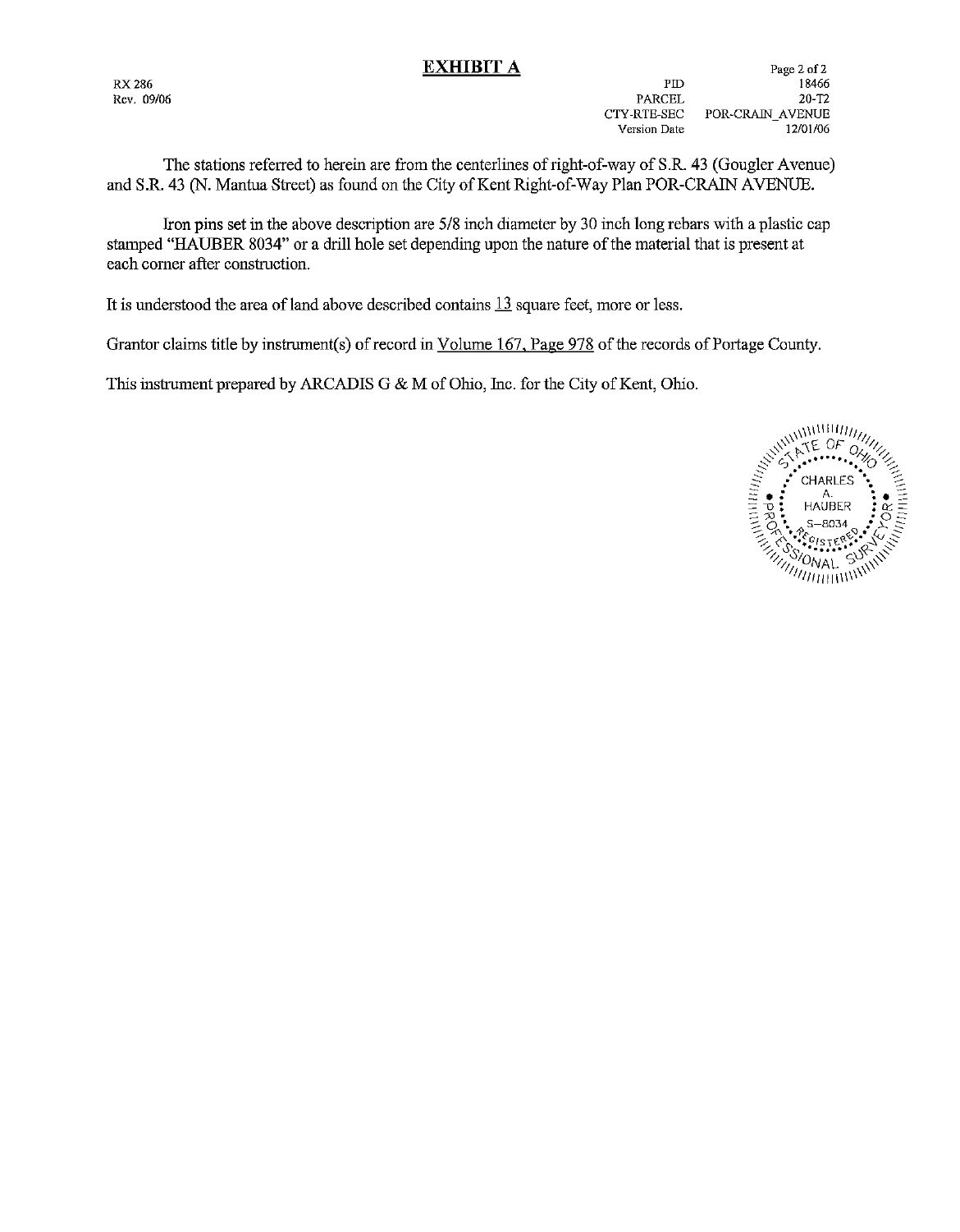# EXHIBIT A

RX 286
Rev. 09/06

| | |
|---|---|
| PID | 18466 |
| PARCEL | 20-T2 |
| CTY-RTE-SEC | POR-CRAIN_AVENUE |
| Version Date | 12/01/06 |

The stations referred to herein are from the centerlines of right-of-way of S.R. 43 (Gougler Avenue) and S.R. 43 (N. Mantua Street) as found on the City of Kent Right-of-Way Plan POR-CRAIN AVENUE.

Iron pins set in the above description are 5/8 inch diameter by 30 inch long rebars with a plastic cap stamped "HAUBER 8034" or a drill hole set depending upon the nature of the material that is present at each corner after construction.

It is understood the area of land above described contains 13 square feet, more or less.

Grantor claims title by instrument(s) of record in Volume 167, Page 978 of the records of Portage County.

This instrument prepared by ARCADIS G & M of Ohio, Inc. for the City of Kent, Ohio.

STATE OF OHIO
CHARLES A. HAUBER
S-8034
REGISTERED
PROFESSIONAL SURVEYOR